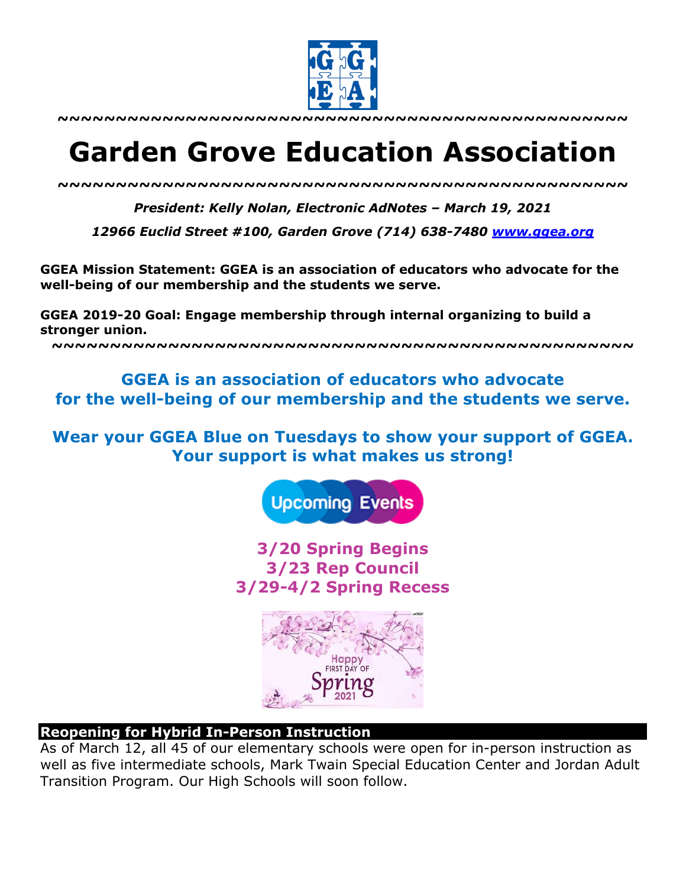~~~~~~~~~~~~~~~~~~~~~~~~~~~~~~~~~~~~~~~~~~~~~~~~~~~

# Garden Grove Education Association

~~~~~~~~~~~~~~~~~~~~~~~~~~~~~~~~~~~~~~~~~~~~~~~~~~~

***President: Kelly Nolan, Electronic AdNotes – March 19, 2021***

***12966 Euclid Street #100, Garden Grove (714) 638-7480 [www.ggea.org](http://www.ggea.org)***

**GGEA Mission Statement: GGEA is an association of educators who advocate for the well-being of our membership and the students we serve.**

**GGEA 2019-20 Goal: Engage membership through internal organizing to build a stronger union.**

~~~~~~~~~~~~~~~~~~~~~~~~~~~~~~~~~~~~~~~~~~~~~~~~~~~

**GGEA is an association of educators who advocate for the well-being of our membership and the students we serve.**

**Wear your GGEA Blue on Tuesdays to show your support of GGEA. Your support is what makes us strong!**

**Upcoming Events**

**3/20 Spring Begins**
**3/23 Rep Council**
**3/29-4/2 Spring Recess**

## Reopening for Hybrid In-Person Instruction

As of March 12, all 45 of our elementary schools were open for in-person instruction as well as five intermediate schools, Mark Twain Special Education Center and Jordan Adult Transition Program. Our High Schools will soon follow.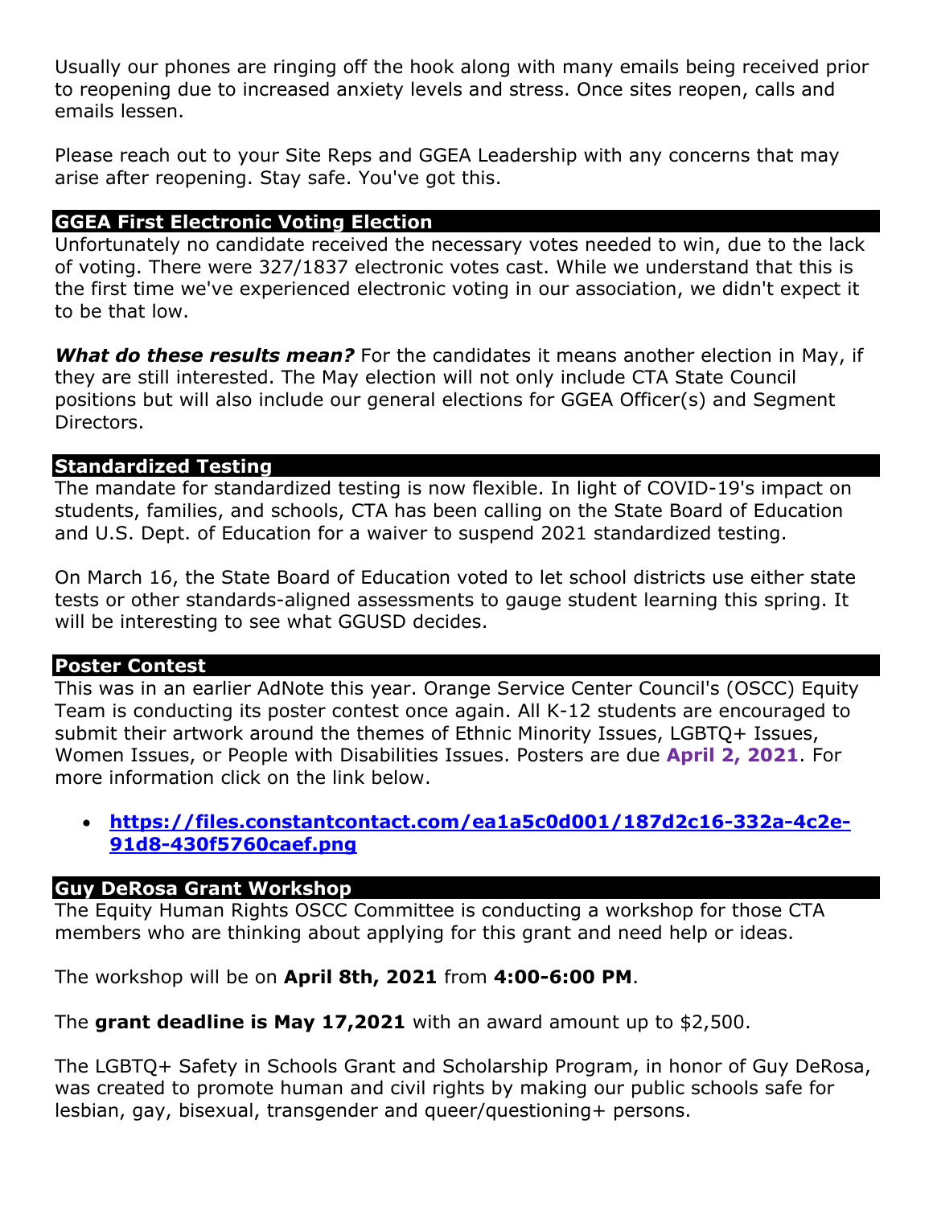Usually our phones are ringing off the hook along with many emails being received prior to reopening due to increased anxiety levels and stress. Once sites reopen, calls and emails lessen.

Please reach out to your Site Reps and GGEA Leadership with any concerns that may arise after reopening. Stay safe. You've got this.

## GGEA First Electronic Voting Election

Unfortunately no candidate received the necessary votes needed to win, due to the lack of voting. There were 327/1837 electronic votes cast. While we understand that this is the first time we've experienced electronic voting in our association, we didn't expect it to be that low.

***What do these results mean?*** For the candidates it means another election in May, if they are still interested. The May election will not only include CTA State Council positions but will also include our general elections for GGEA Officer(s) and Segment Directors.

## Standardized Testing

The mandate for standardized testing is now flexible. In light of COVID-19's impact on students, families, and schools, CTA has been calling on the State Board of Education and U.S. Dept. of Education for a waiver to suspend 2021 standardized testing.

On March 16, the State Board of Education voted to let school districts use either state tests or other standards-aligned assessments to gauge student learning this spring. It will be interesting to see what GGUSD decides.

## Poster Contest

This was in an earlier AdNote this year. Orange Service Center Council's (OSCC) Equity Team is conducting its poster contest once again. All K-12 students are encouraged to submit their artwork around the themes of Ethnic Minority Issues, LGBTQ+ Issues, Women Issues, or People with Disabilities Issues. Posters are due **April 2, 2021**. For more information click on the link below.

- **https://files.constantcontact.com/ea1a5c0d001/187d2c16-332a-4c2e-91d8-430f5760caef.png**

## Guy DeRosa Grant Workshop

The Equity Human Rights OSCC Committee is conducting a workshop for those CTA members who are thinking about applying for this grant and need help or ideas.

The workshop will be on **April 8th, 2021** from **4:00-6:00 PM**.

The **grant deadline is May 17,2021** with an award amount up to $2,500.

The LGBTQ+ Safety in Schools Grant and Scholarship Program, in honor of Guy DeRosa, was created to promote human and civil rights by making our public schools safe for lesbian, gay, bisexual, transgender and queer/questioning+ persons.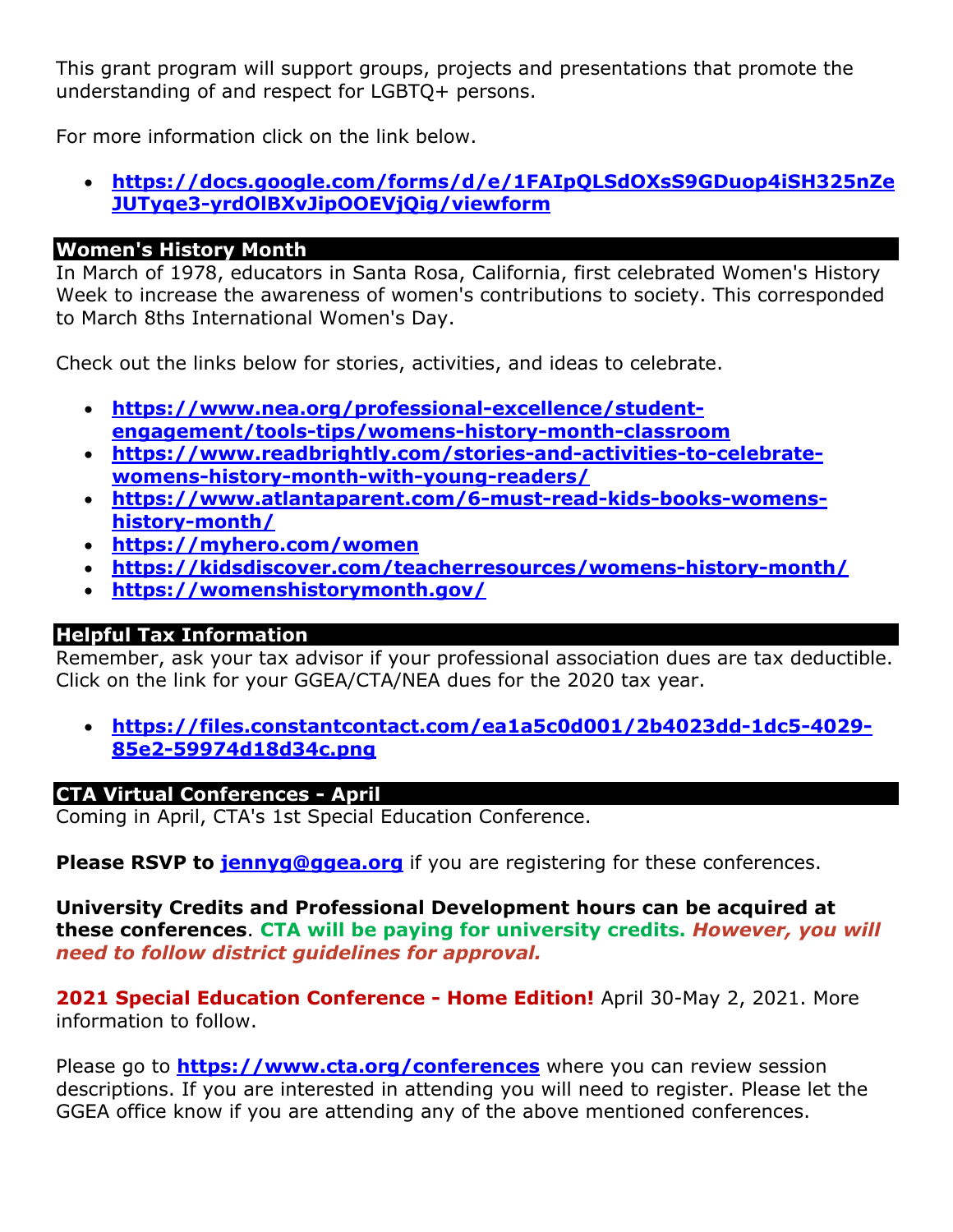This grant program will support groups, projects and presentations that promote the understanding of and respect for LGBTQ+ persons.

For more information click on the link below.

- **https://docs.google.com/forms/d/e/1FAIpQLSdOXsS9GDuop4iSH325nZeJUTyqe3-yrdOlBXvJipOOEVjQig/viewform**

## Women's History Month

In March of 1978, educators in Santa Rosa, California, first celebrated Women's History Week to increase the awareness of women's contributions to society. This corresponded to March 8ths International Women's Day.

Check out the links below for stories, activities, and ideas to celebrate.

- **https://www.nea.org/professional-excellence/student-engagement/tools-tips/womens-history-month-classroom**
- **https://www.readbrightly.com/stories-and-activities-to-celebrate-womens-history-month-with-young-readers/**
- **https://www.atlantaparent.com/6-must-read-kids-books-womens-history-month/**
- **https://myhero.com/women**
- **https://kidsdiscover.com/teacherresources/womens-history-month/**
- **https://womenshistorymonth.gov/**

## Helpful Tax Information

Remember, ask your tax advisor if your professional association dues are tax deductible. Click on the link for your GGEA/CTA/NEA dues for the 2020 tax year.

- **https://files.constantcontact.com/ea1a5c0d001/2b4023dd-1dc5-4029-85e2-59974d18d34c.png**

## CTA Virtual Conferences - April

Coming in April, CTA's 1st Special Education Conference.

**Please RSVP to jennyg@ggea.org** if you are registering for these conferences.

**University Credits and Professional Development hours can be acquired at these conferences**. **CTA will be paying for university credits.** ***However, you will need to follow district guidelines for approval.***

**2021 Special Education Conference - Home Edition!** April 30-May 2, 2021. More information to follow.

Please go to **https://www.cta.org/conferences** where you can review session descriptions. If you are interested in attending you will need to register. Please let the GGEA office know if you are attending any of the above mentioned conferences.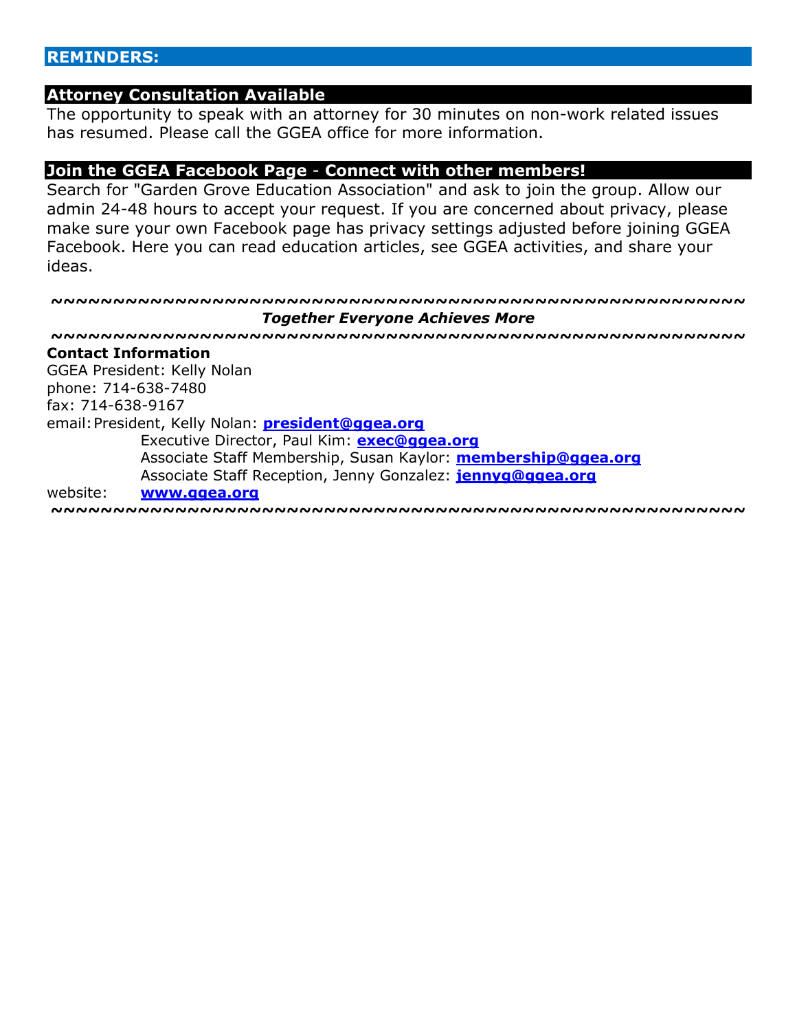## REMINDERS:

### Attorney Consultation Available

The opportunity to speak with an attorney for 30 minutes on non-work related issues has resumed. Please call the GGEA office for more information.

### Join the GGEA Facebook Page - Connect with other members!

Search for "Garden Grove Education Association" and ask to join the group. Allow our admin 24-48 hours to accept your request. If you are concerned about privacy, please make sure your own Facebook page has privacy settings adjusted before joining GGEA Facebook. Here you can read education articles, see GGEA activities, and share your ideas.

~~~~~~~~~~~~~~~~~~~~~~~~~~~~~~~~~~~~~~~~~~~~~~~~~~~~~~~~

***Together Everyone Achieves More***

~~~~~~~~~~~~~~~~~~~~~~~~~~~~~~~~~~~~~~~~~~~~~~~~~~~~~~~~

**Contact Information**

GGEA President: Kelly Nolan
phone: 714-638-7480
fax: 714-638-9167
email: President, Kelly Nolan: **president@ggea.org**
Executive Director, Paul Kim: **exec@ggea.org**
Associate Staff Membership, Susan Kaylor: **membership@ggea.org**
Associate Staff Reception, Jenny Gonzalez: **jennyg@ggea.org**
website: **www.ggea.org**

~~~~~~~~~~~~~~~~~~~~~~~~~~~~~~~~~~~~~~~~~~~~~~~~~~~~~~~~